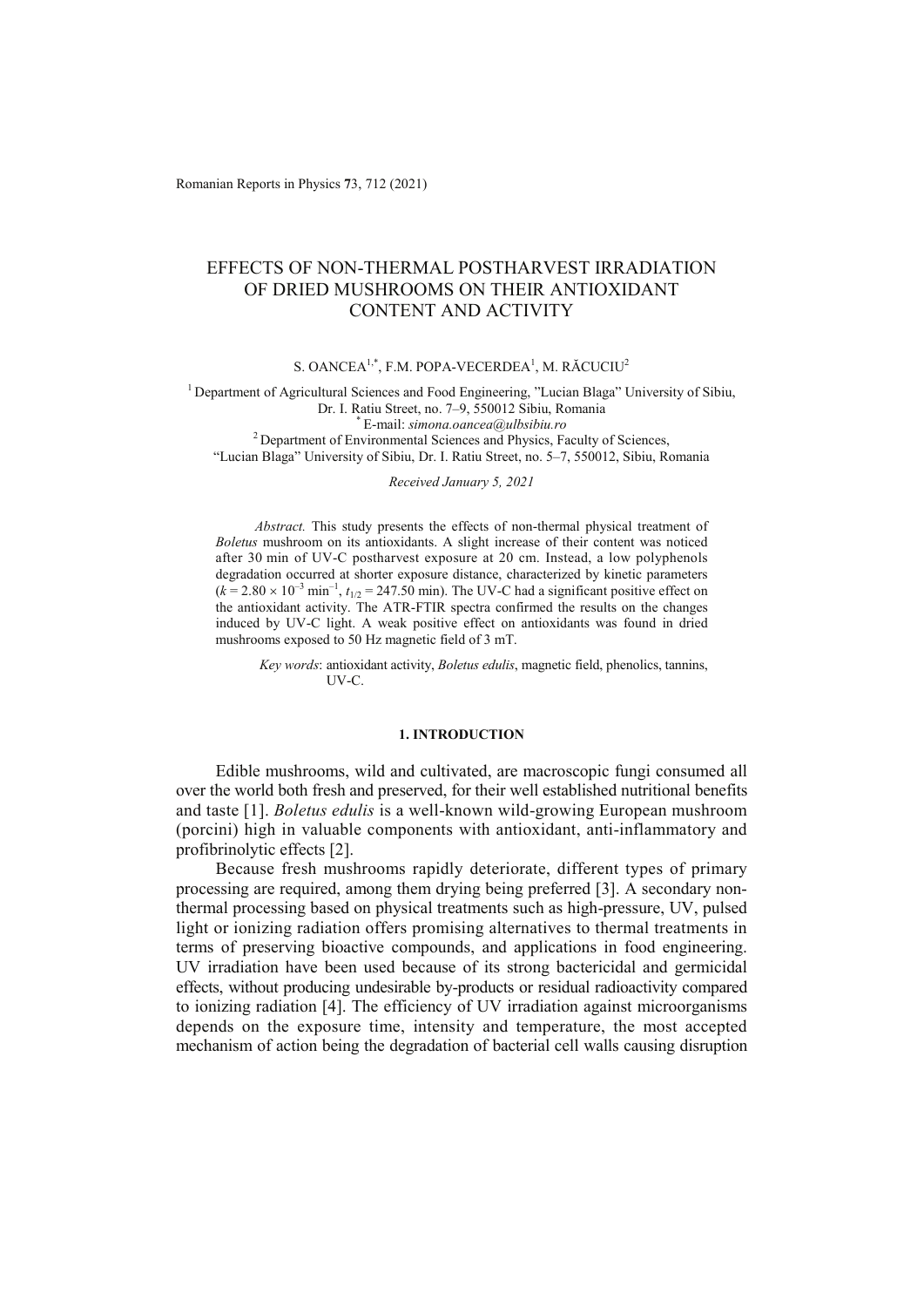# EFFECTS OF NON-THERMAL POSTHARVEST IRRADIATION OF DRIED MUSHROOMS ON THEIR ANTIOXIDANT CONTENT AND ACTIVITY

S. OANCEA[1,*], F.M. POPA-VECERDEA[1], M. RĂCUCIU[2]

[1] Department of Agricultural Sciences and Food Engineering, "Lucian Blaga" University of Sibiu, Dr. I. Ratiu Street, no. 7–9, 550012 Sibiu, Romania
[*] E-mail: *simona.oancea@ulbsibiu.ro*
[2] Department of Environmental Sciences and Physics, Faculty of Sciences, "Lucian Blaga" University of Sibiu, Dr. I. Ratiu Street, no. 5–7, 550012, Sibiu, Romania

*Received January 5, 2021*

*Abstract.* This study presents the effects of non-thermal physical treatment of *Boletus* mushroom on its antioxidants. A slight increase of their content was noticed after 30 min of UV-C postharvest exposure at 20 cm. Instead, a low polyphenols degradation occurred at shorter exposure distance, characterized by kinetic parameters ($k = 2.80 \times 10^{-3}$ min$^{-1}$, $t_{1/2} = 247.50$ min). The UV-C had a significant positive effect on the antioxidant activity. The ATR-FTIR spectra confirmed the results on the changes induced by UV-C light. A weak positive effect on antioxidants was found in dried mushrooms exposed to 50 Hz magnetic field of 3 mT.

*Key words*: antioxidant activity, *Boletus edulis*, magnetic field, phenolics, tannins, UV-C.

## 1. INTRODUCTION

Edible mushrooms, wild and cultivated, are macroscopic fungi consumed all over the world both fresh and preserved, for their well established nutritional benefits and taste [1]. *Boletus edulis* is a well-known wild-growing European mushroom (porcini) high in valuable components with antioxidant, anti-inflammatory and profibrinolytic effects [2].

Because fresh mushrooms rapidly deteriorate, different types of primary processing are required, among them drying being preferred [3]. A secondary non-thermal processing based on physical treatments such as high-pressure, UV, pulsed light or ionizing radiation offers promising alternatives to thermal treatments in terms of preserving bioactive compounds, and applications in food engineering. UV irradiation have been used because of its strong bactericidal and germicidal effects, without producing undesirable by-products or residual radioactivity compared to ionizing radiation [4]. The efficiency of UV irradiation against microorganisms depends on the exposure time, intensity and temperature, the most accepted mechanism of action being the degradation of bacterial cell walls causing disruption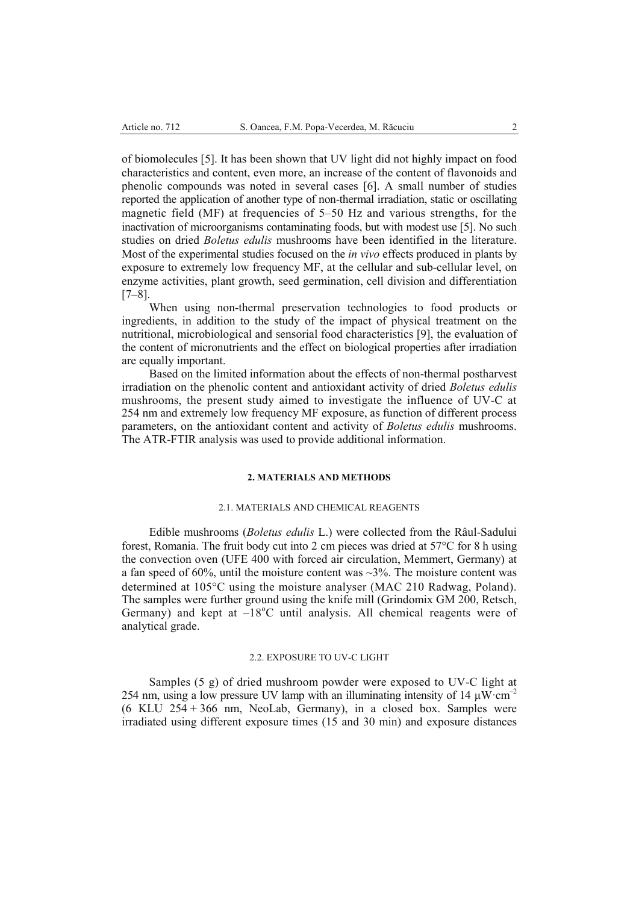of biomolecules [5]. It has been shown that UV light did not highly impact on food characteristics and content, even more, an increase of the content of flavonoids and phenolic compounds was noted in several cases [6]. A small number of studies reported the application of another type of non-thermal irradiation, static or oscillating magnetic field (MF) at frequencies of 5–50 Hz and various strengths, for the inactivation of microorganisms contaminating foods, but with modest use [5]. No such studies on dried *Boletus edulis* mushrooms have been identified in the literature. Most of the experimental studies focused on the *in vivo* effects produced in plants by exposure to extremely low frequency MF, at the cellular and sub-cellular level, on enzyme activities, plant growth, seed germination, cell division and differentiation [7–8].

When using non-thermal preservation technologies to food products or ingredients, in addition to the study of the impact of physical treatment on the nutritional, microbiological and sensorial food characteristics [9], the evaluation of the content of micronutrients and the effect on biological properties after irradiation are equally important.

Based on the limited information about the effects of non-thermal postharvest irradiation on the phenolic content and antioxidant activity of dried *Boletus edulis* mushrooms, the present study aimed to investigate the influence of UV-C at 254 nm and extremely low frequency MF exposure, as function of different process parameters, on the antioxidant content and activity of *Boletus edulis* mushrooms. The ATR-FTIR analysis was used to provide additional information.

## 2. MATERIALS AND METHODS

### 2.1. MATERIALS AND CHEMICAL REAGENTS

Edible mushrooms (*Boletus edulis* L.) were collected from the Râul-Sadului forest, Romania. The fruit body cut into 2 cm pieces was dried at 57°C for 8 h using the convection oven (UFE 400 with forced air circulation, Memmert, Germany) at a fan speed of 60%, until the moisture content was ~3%. The moisture content was determined at 105°C using the moisture analyser (MAC 210 Radwag, Poland). The samples were further ground using the knife mill (Grindomix GM 200, Retsch, Germany) and kept at –18°C until analysis. All chemical reagents were of analytical grade.

### 2.2. EXPOSURE TO UV-C LIGHT

Samples (5 g) of dried mushroom powder were exposed to UV-C light at 254 nm, using a low pressure UV lamp with an illuminating intensity of 14 $\mu W \cdot cm^{-2}$ (6 KLU 254 + 366 nm, NeoLab, Germany), in a closed box. Samples were irradiated using different exposure times (15 and 30 min) and exposure distances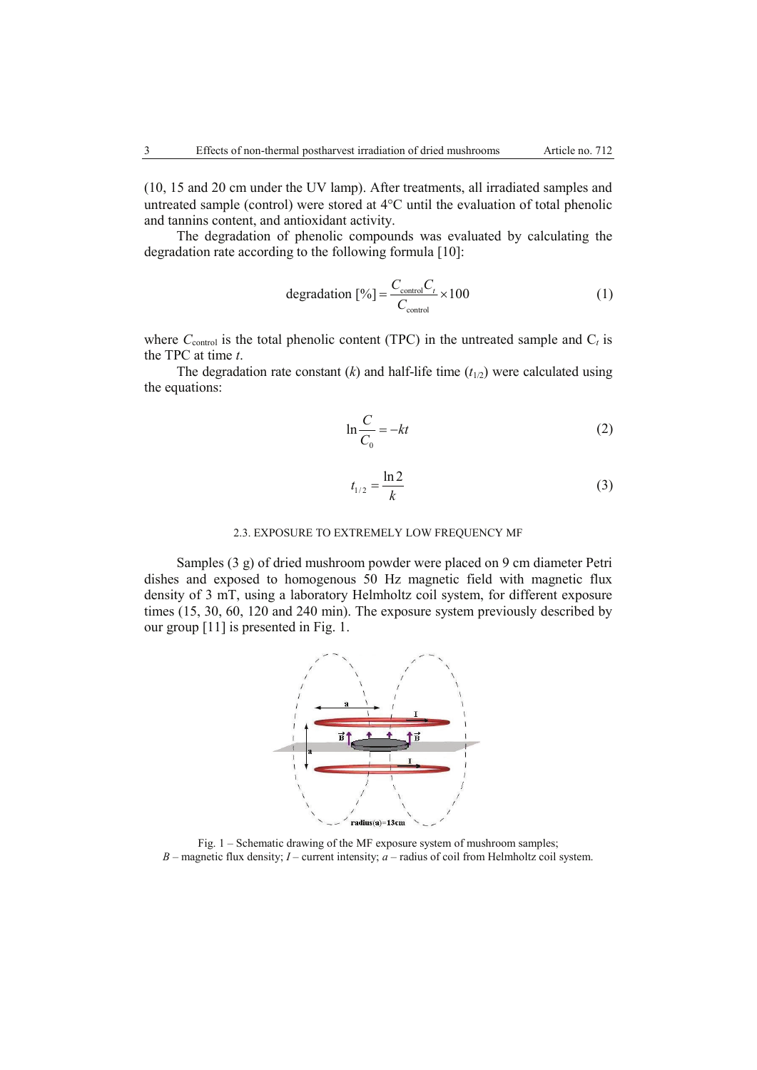(10, 15 and 20 cm under the UV lamp). After treatments, all irradiated samples and untreated sample (control) were stored at 4°C until the evaluation of total phenolic and tannins content, and antioxidant activity.

The degradation of phenolic compounds was evaluated by calculating the degradation rate according to the following formula [10]:

$$\text{degradation [\%]} = \frac{C_{\text{control}} C_t}{C_{\text{control}}} \times 100 \tag{1}$$

where $C_{\text{control}}$ is the total phenolic content (TPC) in the untreated sample and $C_t$ is the TPC at time $t$.

The degradation rate constant ($k$) and half-life time ($t_{1/2}$) were calculated using the equations:

$$\ln \frac{C}{C_0} = -kt \tag{2}$$

$$t_{1/2} = \frac{\ln 2}{k} \tag{3}$$

### 2.3. EXPOSURE TO EXTREMELY LOW FREQUENCY MF

Samples (3 g) of dried mushroom powder were placed on 9 cm diameter Petri dishes and exposed to homogenous 50 Hz magnetic field with magnetic flux density of 3 mT, using a laboratory Helmholtz coil system, for different exposure times (15, 30, 60, 120 and 240 min). The exposure system previously described by our group [11] is presented in Fig. 1.

Fig. 1 – Schematic drawing of the MF exposure system of mushroom samples; $B$ – magnetic flux density; $I$ – current intensity; $a$ – radius of coil from Helmholtz coil system.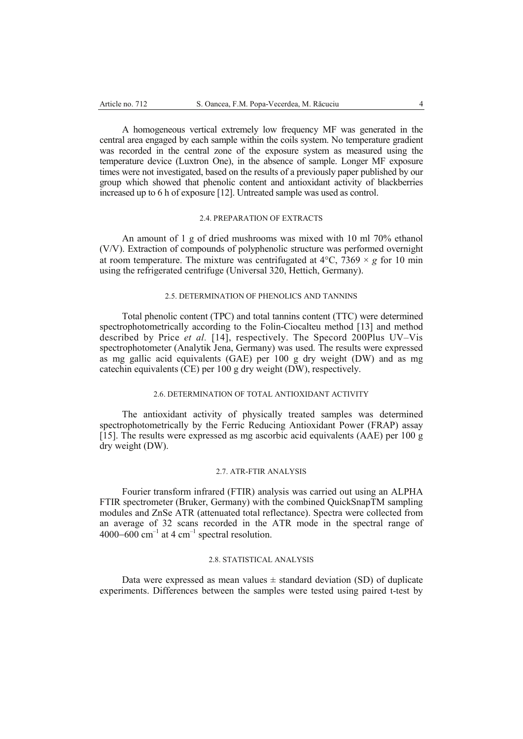A homogeneous vertical extremely low frequency MF was generated in the central area engaged by each sample within the coils system. No temperature gradient was recorded in the central zone of the exposure system as measured using the temperature device (Luxtron One), in the absence of sample. Longer MF exposure times were not investigated, based on the results of a previously paper published by our group which showed that phenolic content and antioxidant activity of blackberries increased up to 6 h of exposure [12]. Untreated sample was used as control.

### 2.4. PREPARATION OF EXTRACTS

An amount of 1 g of dried mushrooms was mixed with 10 ml 70% ethanol (V/V). Extraction of compounds of polyphenolic structure was performed overnight at room temperature. The mixture was centrifugated at 4°C, 7369 × *g* for 10 min using the refrigerated centrifuge (Universal 320, Hettich, Germany).

### 2.5. DETERMINATION OF PHENOLICS AND TANNINS

Total phenolic content (TPC) and total tannins content (TTC) were determined spectrophotometrically according to the Folin-Ciocalteu method [13] and method described by Price *et al.* [14], respectively. The Specord 200Plus UV–Vis spectrophotometer (Analytik Jena, Germany) was used. The results were expressed as mg gallic acid equivalents (GAE) per 100 g dry weight (DW) and as mg catechin equivalents (CE) per 100 g dry weight (DW), respectively.

### 2.6. DETERMINATION OF TOTAL ANTIOXIDANT ACTIVITY

The antioxidant activity of physically treated samples was determined spectrophotometrically by the Ferric Reducing Antioxidant Power (FRAP) assay [15]. The results were expressed as mg ascorbic acid equivalents (AAE) per 100 g dry weight (DW).

### 2.7. ATR-FTIR ANALYSIS

Fourier transform infrared (FTIR) analysis was carried out using an ALPHA FTIR spectrometer (Bruker, Germany) with the combined QuickSnapTM sampling modules and ZnSe ATR (attenuated total reflectance). Spectra were collected from an average of 32 scans recorded in the ATR mode in the spectral range of 4000–600 $cm^{-1}$ at 4 $cm^{-1}$ spectral resolution.

### 2.8. STATISTICAL ANALYSIS

Data were expressed as mean values ± standard deviation (SD) of duplicate experiments. Differences between the samples were tested using paired t-test by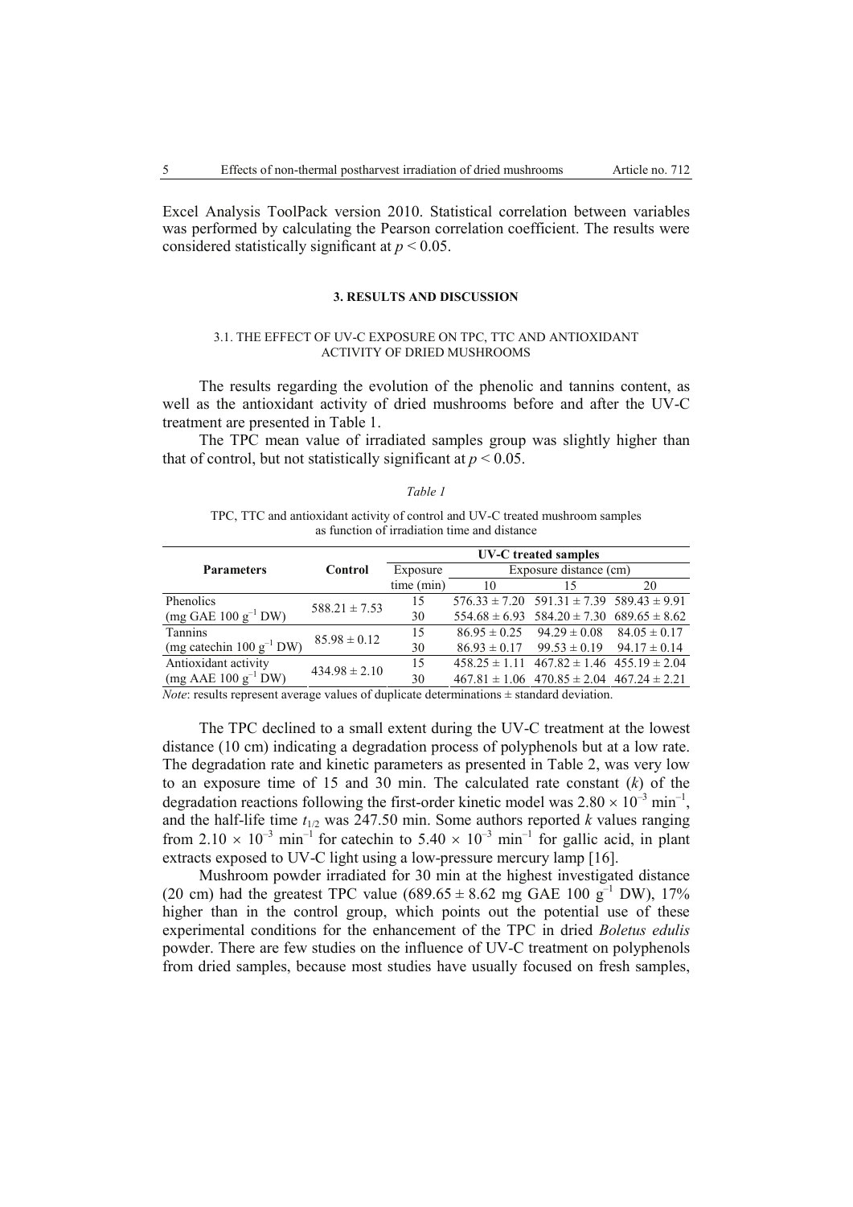Excel Analysis ToolPack version 2010. Statistical correlation between variables was performed by calculating the Pearson correlation coefficient. The results were considered statistically significant at $p < 0.05$.

## 3. RESULTS AND DISCUSSION

### 3.1. THE EFFECT OF UV-C EXPOSURE ON TPC, TTC AND ANTIOXIDANT ACTIVITY OF DRIED MUSHROOMS

The results regarding the evolution of the phenolic and tannins content, as well as the antioxidant activity of dried mushrooms before and after the UV-C treatment are presented in Table 1.

The TPC mean value of irradiated samples group was slightly higher than that of control, but not statistically significant at $p < 0.05$.

*Table 1*

TPC, TTC and antioxidant activity of control and UV-C treated mushroom samples as function of irradiation time and distance

| Parameters | Control | UV-C treated samples | | | |
|---|---|---|---|---|---|
| | | Exposure time (min) | Exposure distance (cm) | | |
| | | | 10 | 15 | 20 |
| Phenolics (mg GAE 100 $g^{-1}$ DW) | $588.21 \pm 7.53$ | 15 | $576.33 \pm 7.20$ | $591.31 \pm 7.39$ | $589.43 \pm 9.91$ |
| | | 30 | $554.68 \pm 6.93$ | $584.20 \pm 7.30$ | $689.65 \pm 8.62$ |
| Tannins (mg catechin 100 $g^{-1}$ DW) | $85.98 \pm 0.12$ | 15 | $86.95 \pm 0.25$ | $94.29 \pm 0.08$ | $84.05 \pm 0.17$ |
| | | 30 | $86.93 \pm 0.17$ | $99.53 \pm 0.19$ | $94.17 \pm 0.14$ |
| Antioxidant activity (mg AAE 100 $g^{-1}$ DW) | $434.98 \pm 2.10$ | 15 | $458.25 \pm 1.11$ | $467.82 \pm 1.46$ | $455.19 \pm 2.04$ |
| | | 30 | $467.81 \pm 1.06$ | $470.85 \pm 2.04$ | $467.24 \pm 2.21$ |

*Note*: results represent average values of duplicate determinations ± standard deviation.

The TPC declined to a small extent during the UV-C treatment at the lowest distance (10 cm) indicating a degradation process of polyphenols but at a low rate. The degradation rate and kinetic parameters as presented in Table 2, was very low to an exposure time of 15 and 30 min. The calculated rate constant ($k$) of the degradation reactions following the first-order kinetic model was $2.80 \times 10^{-3}$ $min^{-1}$, and the half-life time $t_{1/2}$ was 247.50 min. Some authors reported $k$ values ranging from $2.10 \times 10^{-3}$ $min^{-1}$ for catechin to $5.40 \times 10^{-3}$ $min^{-1}$ for gallic acid, in plant extracts exposed to UV-C light using a low-pressure mercury lamp [16].

Mushroom powder irradiated for 30 min at the highest investigated distance (20 cm) had the greatest TPC value ($689.65 \pm 8.62$ mg GAE 100 $g^{-1}$ DW), 17% higher than in the control group, which points out the potential use of these experimental conditions for the enhancement of the TPC in dried *Boletus edulis* powder. There are few studies on the influence of UV-C treatment on polyphenols from dried samples, because most studies have usually focused on fresh samples,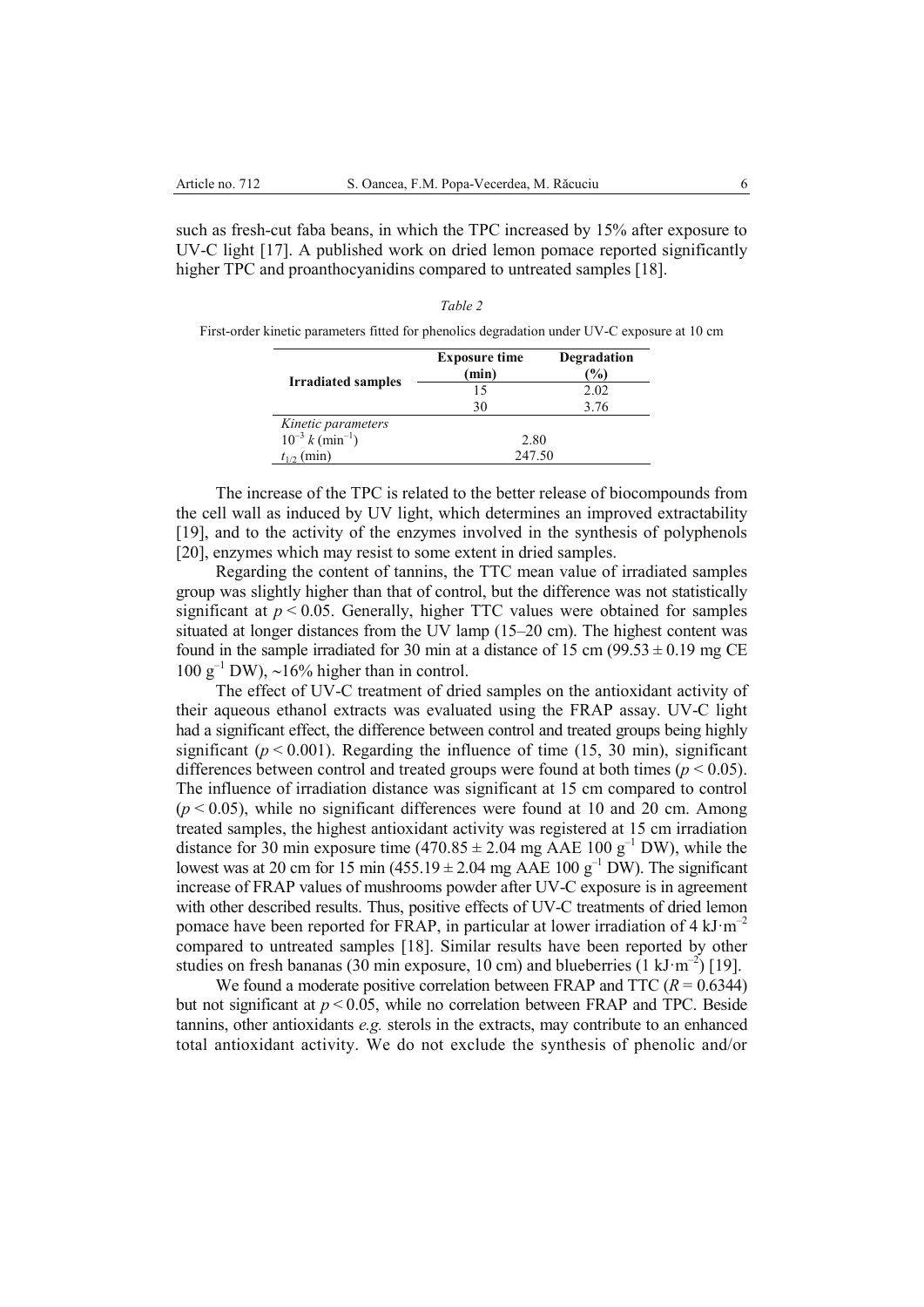such as fresh-cut faba beans, in which the TPC increased by 15% after exposure to UV-C light [17]. A published work on dried lemon pomace reported significantly higher TPC and proanthocyanidins compared to untreated samples [18].

*Table 2*

First-order kinetic parameters fitted for phenolics degradation under UV-C exposure at 10 cm

| Irradiated samples | Exposure time (min) | Degradation (%) |
|---|---|---|
| | 15 | 2.02 |
| | 30 | 3.76 |
| *Kinetic parameters* | | |
| $10^{-3}\ k\ (\text{min}^{-1})$ | 2.80 | |
| $t_{1/2}$ (min) | 247.50 | |

The increase of the TPC is related to the better release of biocompounds from the cell wall as induced by UV light, which determines an improved extractability [19], and to the activity of the enzymes involved in the synthesis of polyphenols [20], enzymes which may resist to some extent in dried samples.

Regarding the content of tannins, the TTC mean value of irradiated samples group was slightly higher than that of control, but the difference was not statistically significant at $p < 0.05$. Generally, higher TTC values were obtained for samples situated at longer distances from the UV lamp (15–20 cm). The highest content was found in the sample irradiated for 30 min at a distance of 15 cm ($99.53 \pm 0.19$ mg CE 100 $g^{-1}$ DW), ~16% higher than in control.

The effect of UV-C treatment of dried samples on the antioxidant activity of their aqueous ethanol extracts was evaluated using the FRAP assay. UV-C light had a significant effect, the difference between control and treated groups being highly significant ($p < 0.001$). Regarding the influence of time (15, 30 min), significant differences between control and treated groups were found at both times ($p < 0.05$). The influence of irradiation distance was significant at 15 cm compared to control ($p < 0.05$), while no significant differences were found at 10 and 20 cm. Among treated samples, the highest antioxidant activity was registered at 15 cm irradiation distance for 30 min exposure time ($470.85 \pm 2.04$ mg AAE 100 $g^{-1}$ DW), while the lowest was at 20 cm for 15 min ($455.19 \pm 2.04$ mg AAE 100 $g^{-1}$ DW). The significant increase of FRAP values of mushrooms powder after UV-C exposure is in agreement with other described results. Thus, positive effects of UV-C treatments of dried lemon pomace have been reported for FRAP, in particular at lower irradiation of 4 $kJ \cdot m^{-2}$ compared to untreated samples [18]. Similar results have been reported by other studies on fresh bananas (30 min exposure, 10 cm) and blueberries (1 $kJ \cdot m^{-2}$) [19].

We found a moderate positive correlation between FRAP and TTC ($R = 0.6344$) but not significant at $p < 0.05$, while no correlation between FRAP and TPC. Beside tannins, other antioxidants *e.g.* sterols in the extracts, may contribute to an enhanced total antioxidant activity. We do not exclude the synthesis of phenolic and/or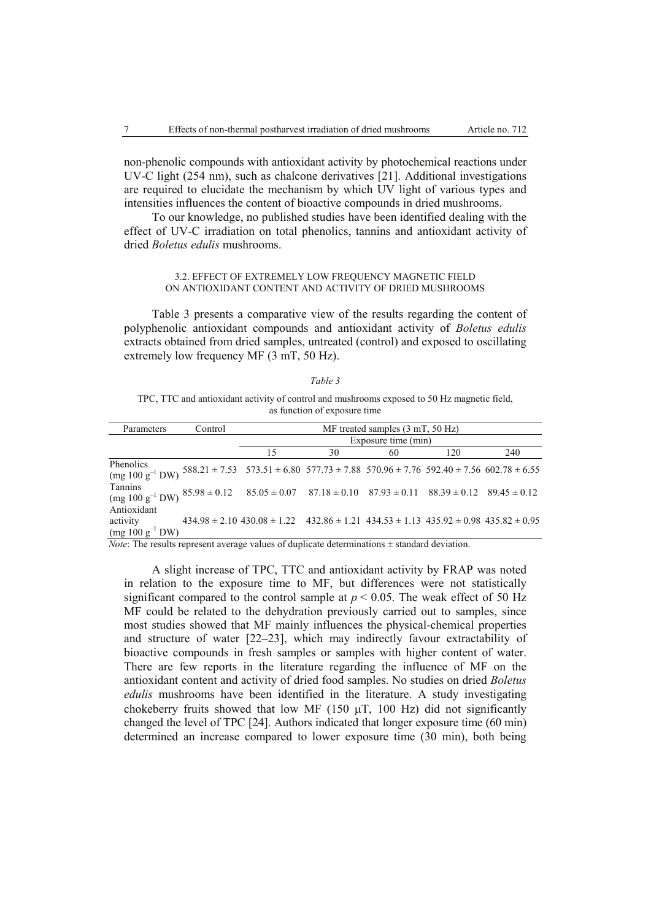non-phenolic compounds with antioxidant activity by photochemical reactions under UV-C light (254 nm), such as chalcone derivatives [21]. Additional investigations are required to elucidate the mechanism by which UV light of various types and intensities influences the content of bioactive compounds in dried mushrooms.

To our knowledge, no published studies have been identified dealing with the effect of UV-C irradiation on total phenolics, tannins and antioxidant activity of dried *Boletus edulis* mushrooms.

### 3.2. EFFECT OF EXTREMELY LOW FREQUENCY MAGNETIC FIELD ON ANTIOXIDANT CONTENT AND ACTIVITY OF DRIED MUSHROOMS

Table 3 presents a comparative view of the results regarding the content of polyphenolic antioxidant compounds and antioxidant activity of *Boletus edulis* extracts obtained from dried samples, untreated (control) and exposed to oscillating extremely low frequency MF (3 mT, 50 Hz).

*Table 3*

TPC, TTC and antioxidant activity of control and mushrooms exposed to 50 Hz magnetic field, as function of exposure time

| Parameters | Control | MF treated samples (3 mT, 50 Hz) | | | | |
|---|---|---|---|---|---|---|
| | | Exposure time (min) | | | | |
| | | 15 | 30 | 60 | 120 | 240 |
| Phenolics (mg 100 $g^{-1}$ DW) | 588.21 ± 7.53 | 573.51 ± 6.80 | 577.73 ± 7.88 | 570.96 ± 7.76 | 592.40 ± 7.56 | 602.78 ± 6.55 |
| Tannins (mg 100 $g^{-1}$ DW) | 85.98 ± 0.12 | 85.05 ± 0.07 | 87.18 ± 0.10 | 87.93 ± 0.11 | 88.39 ± 0.12 | 89.45 ± 0.12 |
| Antioxidant activity (mg 100 $g^{-1}$ DW) | 434.98 ± 2.10 | 430.08 ± 1.22 | 432.86 ± 1.21 | 434.53 ± 1.13 | 435.92 ± 0.98 | 435.82 ± 0.95 |

*Note*: The results represent average values of duplicate determinations ± standard deviation.

A slight increase of TPC, TTC and antioxidant activity by FRAP was noted in relation to the exposure time to MF, but differences were not statistically significant compared to the control sample at $p < 0.05$. The weak effect of 50 Hz MF could be related to the dehydration previously carried out to samples, since most studies showed that MF mainly influences the physical-chemical properties and structure of water [22–23], which may indirectly favour extractability of bioactive compounds in fresh samples or samples with higher content of water. There are few reports in the literature regarding the influence of MF on the antioxidant content and activity of dried food samples. No studies on dried *Boletus edulis* mushrooms have been identified in the literature. A study investigating chokeberry fruits showed that low MF (150 μT, 100 Hz) did not significantly changed the level of TPC [24]. Authors indicated that longer exposure time (60 min) determined an increase compared to lower exposure time (30 min), both being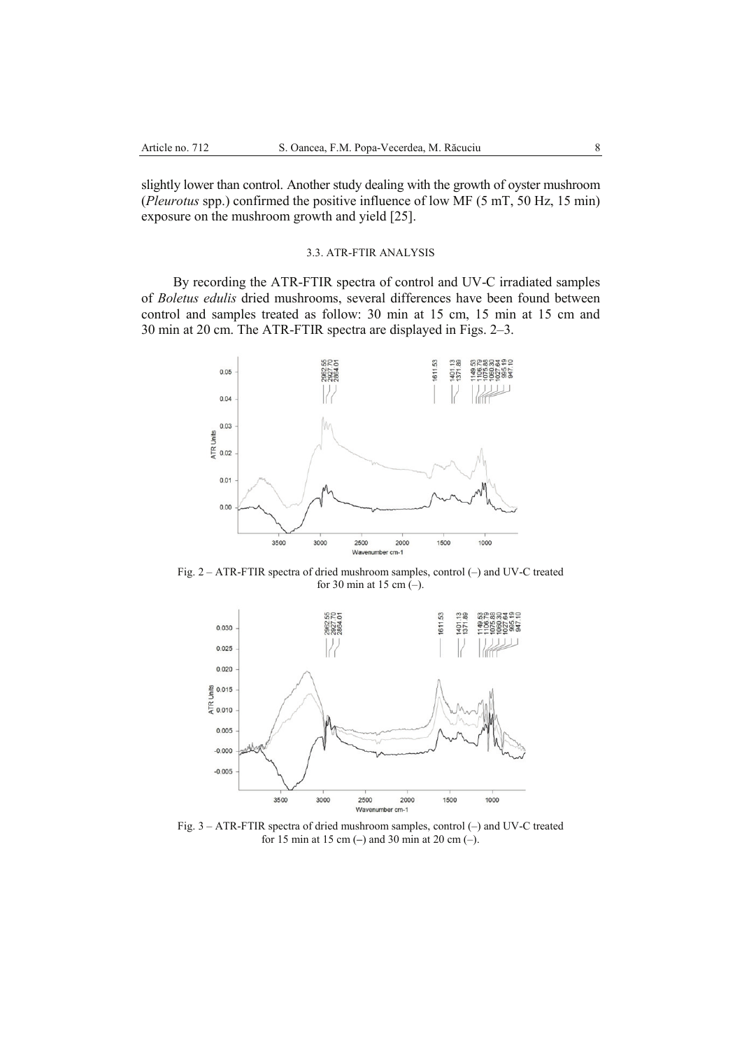slightly lower than control. Another study dealing with the growth of oyster mushroom (*Pleurotus* spp.) confirmed the positive influence of low MF (5 mT, 50 Hz, 15 min) exposure on the mushroom growth and yield [25].

### 3.3. ATR-FTIR ANALYSIS

By recording the ATR-FTIR spectra of control and UV-C irradiated samples of *Boletus edulis* dried mushrooms, several differences have been found between control and samples treated as follow: 30 min at 15 cm, 15 min at 15 cm and 30 min at 20 cm. The ATR-FTIR spectra are displayed in Figs. 2–3.

Fig. 2 – ATR-FTIR spectra of dried mushroom samples, control (–) and UV-C treated for 30 min at 15 cm (–).

Fig. 3 – ATR-FTIR spectra of dried mushroom samples, control (–) and UV-C treated for 15 min at 15 cm (–) and 30 min at 20 cm (–).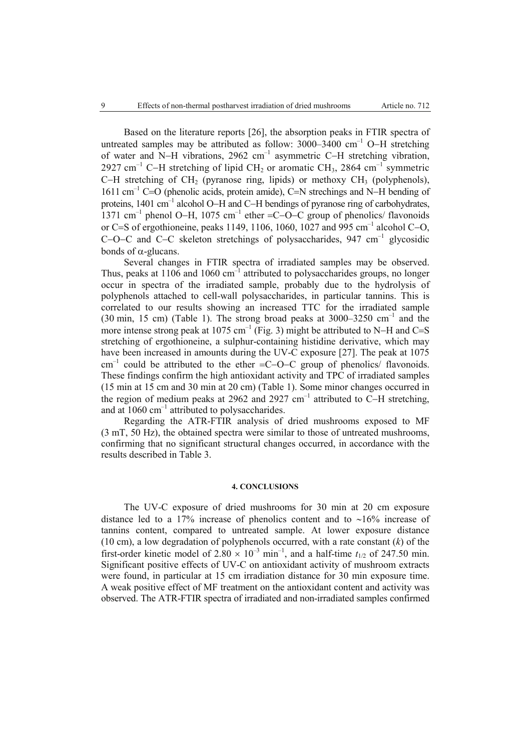Based on the literature reports [26], the absorption peaks in FTIR spectra of untreated samples may be attributed as follow: 3000–3400 $cm^{-1}$ O–H stretching of water and N–H vibrations, 2962 $cm^{-1}$ asymmetric C–H stretching vibration, 2927 $cm^{-1}$ C–H stretching of lipid $CH_2$ or aromatic $CH_3$, 2864 $cm^{-1}$ symmetric C–H stretching of $CH_2$ (pyranose ring, lipids) or methoxy $CH_3$ (polyphenols), 1611 $cm^{-1}$ C=O (phenolic acids, protein amide), C=N strechings and N–H bending of proteins, 1401 $cm^{-1}$ alcohol O–H and C–H bendings of pyranose ring of carbohydrates, 1371 $cm^{-1}$ phenol O–H, 1075 $cm^{-1}$ ether =C–O–C group of phenolics/ flavonoids or C=S of ergothioneine, peaks 1149, 1106, 1060, 1027 and 995 $cm^{-1}$ alcohol C–O, C–O–C and C–C skeleton stretchings of polysaccharides, 947 $cm^{-1}$ glycosidic bonds of $\alpha$-glucans.

Several changes in FTIR spectra of irradiated samples may be observed. Thus, peaks at 1106 and 1060 $cm^{-1}$ attributed to polysaccharides groups, no longer occur in spectra of the irradiated sample, probably due to the hydrolysis of polyphenols attached to cell-wall polysaccharides, in particular tannins. This is correlated to our results showing an increased TTC for the irradiated sample (30 min, 15 cm) (Table 1). The strong broad peaks at 3000–3250 $cm^{-1}$ and the more intense strong peak at 1075 $cm^{-1}$ (Fig. 3) might be attributed to N–H and C=S stretching of ergothioneine, a sulphur-containing histidine derivative, which may have been increased in amounts during the UV-C exposure [27]. The peak at 1075 $cm^{-1}$ could be attributed to the ether =C–O–C group of phenolics/ flavonoids. These findings confirm the high antioxidant activity and TPC of irradiated samples (15 min at 15 cm and 30 min at 20 cm) (Table 1). Some minor changes occurred in the region of medium peaks at 2962 and 2927 $cm^{-1}$ attributed to C–H stretching, and at 1060 $cm^{-1}$ attributed to polysaccharides.

Regarding the ATR-FTIR analysis of dried mushrooms exposed to MF (3 mT, 50 Hz), the obtained spectra were similar to those of untreated mushrooms, confirming that no significant structural changes occurred, in accordance with the results described in Table 3.

## 4. CONCLUSIONS

The UV-C exposure of dried mushrooms for 30 min at 20 cm exposure distance led to a 17% increase of phenolics content and to ~16% increase of tannins content, compared to untreated sample. At lower exposure distance (10 cm), a low degradation of polyphenols occurred, with a rate constant ($k$) of the first-order kinetic model of $2.80 \times 10^{-3}$ $min^{-1}$, and a half-time $t_{1/2}$ of 247.50 min. Significant positive effects of UV-C on antioxidant activity of mushroom extracts were found, in particular at 15 cm irradiation distance for 30 min exposure time. A weak positive effect of MF treatment on the antioxidant content and activity was observed. The ATR-FTIR spectra of irradiated and non-irradiated samples confirmed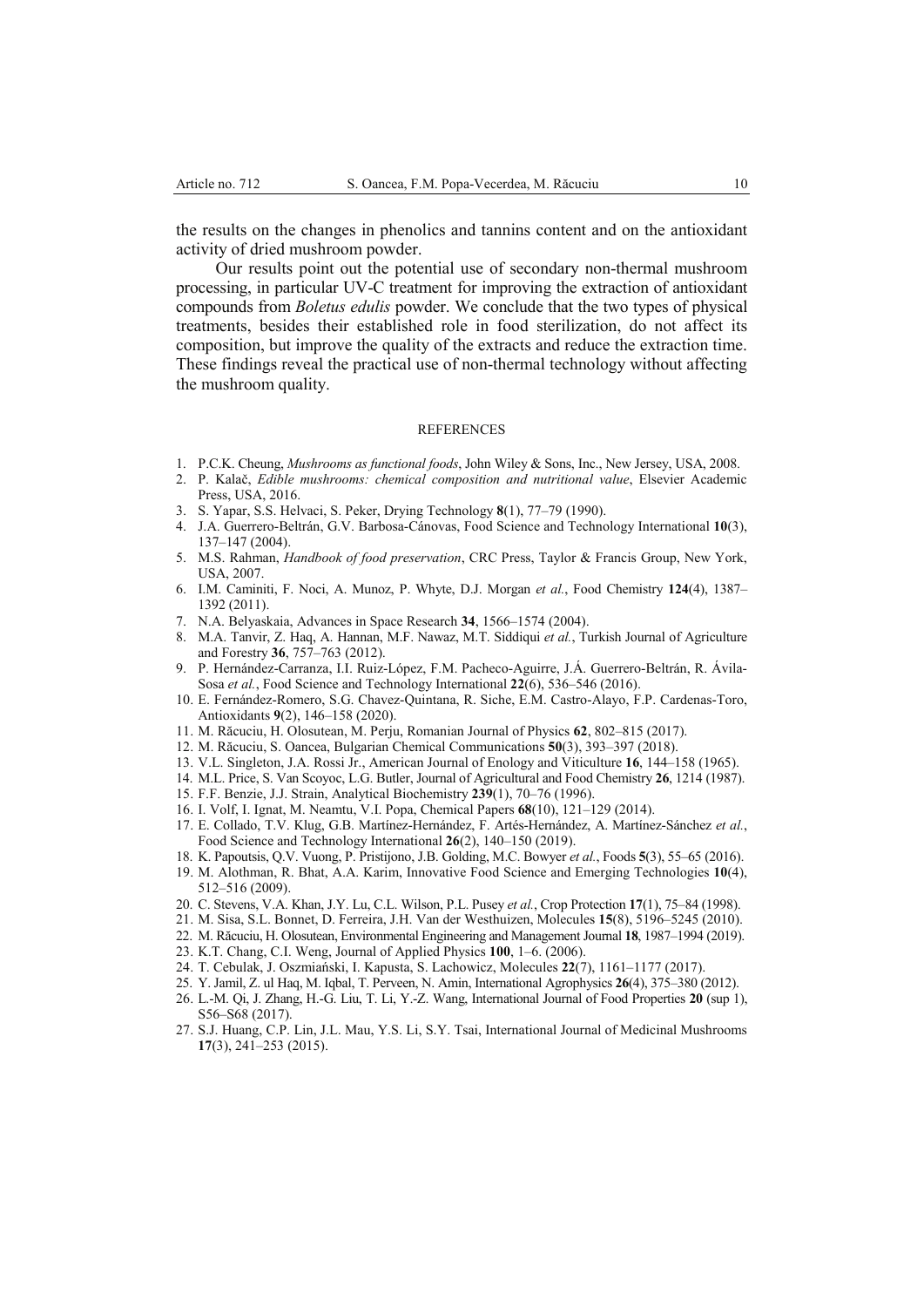the results on the changes in phenolics and tannins content and on the antioxidant activity of dried mushroom powder.

Our results point out the potential use of secondary non-thermal mushroom processing, in particular UV-C treatment for improving the extraction of antioxidant compounds from *Boletus edulis* powder. We conclude that the two types of physical treatments, besides their established role in food sterilization, do not affect its composition, but improve the quality of the extracts and reduce the extraction time. These findings reveal the practical use of non-thermal technology without affecting the mushroom quality.

## REFERENCES

1. P.C.K. Cheung, *Mushrooms as functional foods*, John Wiley & Sons, Inc., New Jersey, USA, 2008.
2. P. Kalač, *Edible mushrooms: chemical composition and nutritional value*, Elsevier Academic Press, USA, 2016.
3. S. Yapar, S.S. Helvaci, S. Peker, Drying Technology **8**(1), 77–79 (1990).
4. J.A. Guerrero-Beltrán, G.V. Barbosa-Cánovas, Food Science and Technology International **10**(3), 137–147 (2004).
5. M.S. Rahman, *Handbook of food preservation*, CRC Press, Taylor & Francis Group, New York, USA, 2007.
6. I.M. Caminiti, F. Noci, A. Munoz, P. Whyte, D.J. Morgan *et al.*, Food Chemistry **124**(4), 1387–1392 (2011).
7. N.A. Belyaskaia, Advances in Space Research **34**, 1566–1574 (2004).
8. M.A. Tanvir, Z. Haq, A. Hannan, M.F. Nawaz, M.T. Siddiqui *et al.*, Turkish Journal of Agriculture and Forestry **36**, 757–763 (2012).
9. P. Hernández-Carranza, I.I. Ruiz-López, F.M. Pacheco-Aguirre, J.Á. Guerrero-Beltrán, R. Ávila-Sosa *et al.*, Food Science and Technology International **22**(6), 536–546 (2016).
10. E. Fernández-Romero, S.G. Chavez-Quintana, R. Siche, E.M. Castro-Alayo, F.P. Cardenas-Toro, Antioxidants **9**(2), 146–158 (2020).
11. M. Răcuciu, H. Olosutean, M. Perju, Romanian Journal of Physics **62**, 802–815 (2017).
12. M. Răcuciu, S. Oancea, Bulgarian Chemical Communications **50**(3), 393–397 (2018).
13. V.L. Singleton, J.A. Rossi Jr., American Journal of Enology and Viticulture **16**, 144–158 (1965).
14. M.L. Price, S. Van Scoyoc, L.G. Butler, Journal of Agricultural and Food Chemistry **26**, 1214 (1987).
15. F.F. Benzie, J.J. Strain, Analytical Biochemistry **239**(1), 70–76 (1996).
16. I. Volf, I. Ignat, M. Neamtu, V.I. Popa, Chemical Papers **68**(10), 121–129 (2014).
17. E. Collado, T.V. Klug, G.B. Martínez-Hernández, F. Artés-Hernández, A. Martínez-Sánchez *et al.*, Food Science and Technology International **26**(2), 140–150 (2019).
18. K. Papoutsis, Q.V. Vuong, P. Pristijono, J.B. Golding, M.C. Bowyer *et al.*, Foods **5**(3), 55–65 (2016).
19. M. Alothman, R. Bhat, A.A. Karim, Innovative Food Science and Emerging Technologies **10**(4), 512–516 (2009).
20. C. Stevens, V.A. Khan, J.Y. Lu, C.L. Wilson, P.L. Pusey *et al.*, Crop Protection **17**(1), 75–84 (1998).
21. M. Sisa, S.L. Bonnet, D. Ferreira, J.H. Van der Westhuizen, Molecules **15**(8), 5196–5245 (2010).
22. M. Răcuciu, H. Olosutean, Environmental Engineering and Management Journal **18**, 1987–1994 (2019).
23. K.T. Chang, C.I. Weng, Journal of Applied Physics **100**, 1–6. (2006).
24. T. Cebulak, J. Oszmiański, I. Kapusta, S. Lachowicz, Molecules **22**(7), 1161–1177 (2017).
25. Y. Jamil, Z. ul Haq, M. Iqbal, T. Perveen, N. Amin, International Agrophysics **26**(4), 375–380 (2012).
26. L.-M. Qi, J. Zhang, H.-G. Liu, T. Li, Y.-Z. Wang, International Journal of Food Properties **20** (sup 1), S56–S68 (2017).
27. S.J. Huang, C.P. Lin, J.L. Mau, Y.S. Li, S.Y. Tsai, International Journal of Medicinal Mushrooms **17**(3), 241–253 (2015).